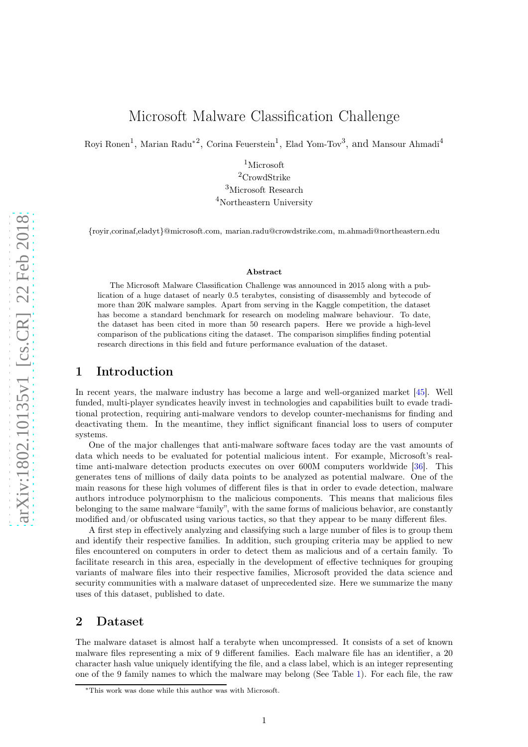# Microsoft Malware Classification Challenge

Royi Ronen[1], Marian Radu*[2], Corina Feuerstein[1], Elad Yom-Tov[3], and Mansour Ahmadi[4]

[1]Microsoft
[2]CrowdStrike
[3]Microsoft Research
[4]Northeastern University

{royir,corinaf,eladyt}@microsoft.com, marian.radu@crowdstrike.com, m.ahmadi@northeastern.edu

### Abstract

The Microsoft Malware Classification Challenge was announced in 2015 along with a publication of a huge dataset of nearly 0.5 terabytes, consisting of disassembly and bytecode of more than 20K malware samples. Apart from serving in the Kaggle competition, the dataset has become a standard benchmark for research on modeling malware behaviour. To date, the dataset has been cited in more than 50 research papers. Here we provide a high-level comparison of the publications citing the dataset. The comparison simplifies finding potential research directions in this field and future performance evaluation of the dataset.

## 1 Introduction

In recent years, the malware industry has become a large and well-organized market [45]. Well funded, multi-player syndicates heavily invest in technologies and capabilities built to evade traditional protection, requiring anti-malware vendors to develop counter-mechanisms for finding and deactivating them. In the meantime, they inflict significant financial loss to users of computer systems.

One of the major challenges that anti-malware software faces today are the vast amounts of data which needs to be evaluated for potential malicious intent. For example, Microsoft's real-time anti-malware detection products executes on over 600M computers worldwide [36]. This generates tens of millions of daily data points to be analyzed as potential malware. One of the main reasons for these high volumes of different files is that in order to evade detection, malware authors introduce polymorphism to the malicious components. This means that malicious files belonging to the same malware "family", with the same forms of malicious behavior, are constantly modified and/or obfuscated using various tactics, so that they appear to be many different files.

A first step in effectively analyzing and classifying such a large number of files is to group them and identify their respective families. In addition, such grouping criteria may be applied to new files encountered on computers in order to detect them as malicious and of a certain family. To facilitate research in this area, especially in the development of effective techniques for grouping variants of malware files into their respective families, Microsoft provided the data science and security communities with a malware dataset of unprecedented size. Here we summarize the many uses of this dataset, published to date.

## 2 Dataset

The malware dataset is almost half a terabyte when uncompressed. It consists of a set of known malware files representing a mix of 9 different families. Each malware file has an identifier, a 20 character hash value uniquely identifying the file, and a class label, which is an integer representing one of the 9 family names to which the malware may belong (See Table 1). For each file, the raw

*This work was done while this author was with Microsoft.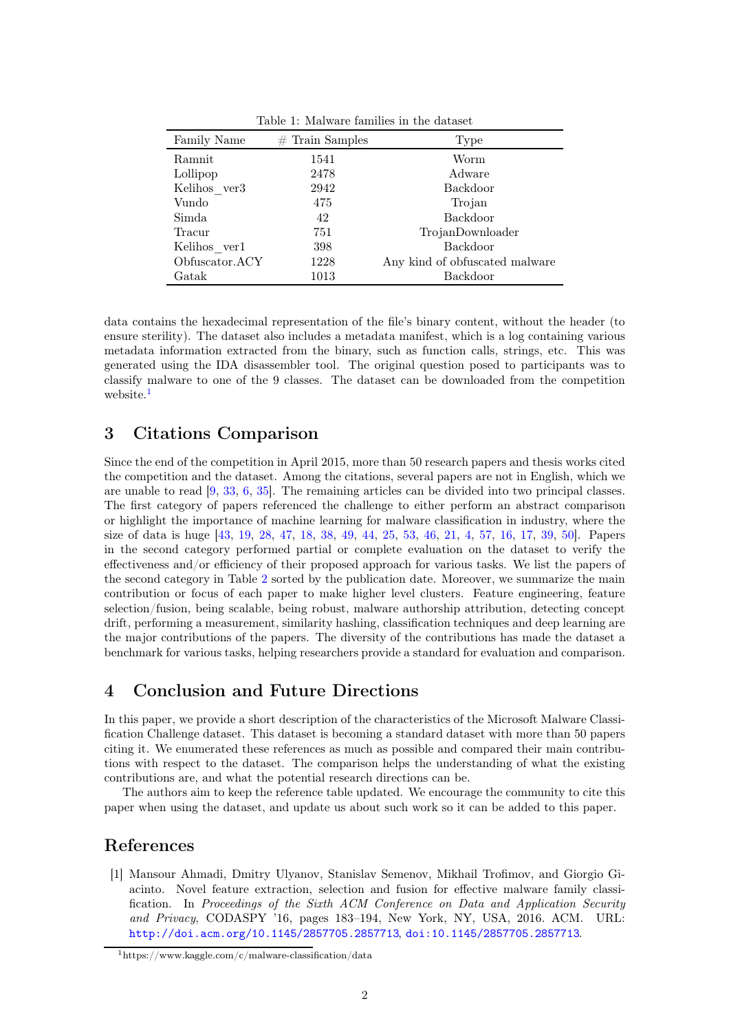Table 1: Malware families in the dataset

| Family Name | # Train Samples | Type |
| --- | --- | --- |
| Ramnit | 1541 | Worm |
| Lollipop | 2478 | Adware |
| Kelihos_ver3 | 2942 | Backdoor |
| Vundo | 475 | Trojan |
| Simda | 42 | Backdoor |
| Tracur | 751 | TrojanDownloader |
| Kelihos_ver1 | 398 | Backdoor |
| Obfuscator.ACY | 1228 | Any kind of obfuscated malware |
| Gatak | 1013 | Backdoor |

data contains the hexadecimal representation of the file's binary content, without the header (to ensure sterility). The dataset also includes a metadata manifest, which is a log containing various metadata information extracted from the binary, such as function calls, strings, etc. This was generated using the IDA disassembler tool. The original question posed to participants was to classify malware to one of the 9 classes. The dataset can be downloaded from the competition website.[1]

## 3 Citations Comparison

Since the end of the competition in April 2015, more than 50 research papers and thesis works cited the competition and the dataset. Among the citations, several papers are not in English, which we are unable to read [9, 33, 6, 35]. The remaining articles can be divided into two principal classes. The first category of papers referenced the challenge to either perform an abstract comparison or highlight the importance of machine learning for malware classification in industry, where the size of data is huge [43, 19, 28, 47, 18, 38, 49, 44, 25, 53, 46, 21, 4, 57, 16, 17, 39, 50]. Papers in the second category performed partial or complete evaluation on the dataset to verify the effectiveness and/or efficiency of their proposed approach for various tasks. We list the papers of the second category in Table 2 sorted by the publication date. Moreover, we summarize the main contribution or focus of each paper to make higher level clusters. Feature engineering, feature selection/fusion, being scalable, being robust, malware authorship attribution, detecting concept drift, performing a measurement, similarity hashing, classification techniques and deep learning are the major contributions of the papers. The diversity of the contributions has made the dataset a benchmark for various tasks, helping researchers provide a standard for evaluation and comparison.

## 4 Conclusion and Future Directions

In this paper, we provide a short description of the characteristics of the Microsoft Malware Classification Challenge dataset. This dataset is becoming a standard dataset with more than 50 papers citing it. We enumerated these references as much as possible and compared their main contributions with respect to the dataset. The comparison helps the understanding of what the existing contributions are, and what the potential research directions can be.

The authors aim to keep the reference table updated. We encourage the community to cite this paper when using the dataset, and update us about such work so it can be added to this paper.

## References

[1] Mansour Ahmadi, Dmitry Ulyanov, Stanislav Semenov, Mikhail Trofimov, and Giorgio Giacinto. Novel feature extraction, selection and fusion for effective malware family classification. In *Proceedings of the Sixth ACM Conference on Data and Application Security and Privacy*, CODASPY '16, pages 183–194, New York, NY, USA, 2016. ACM. URL: http://doi.acm.org/10.1145/2857705.2857713, doi:10.1145/2857705.2857713.

[1] https://www.kaggle.com/c/malware-classification/data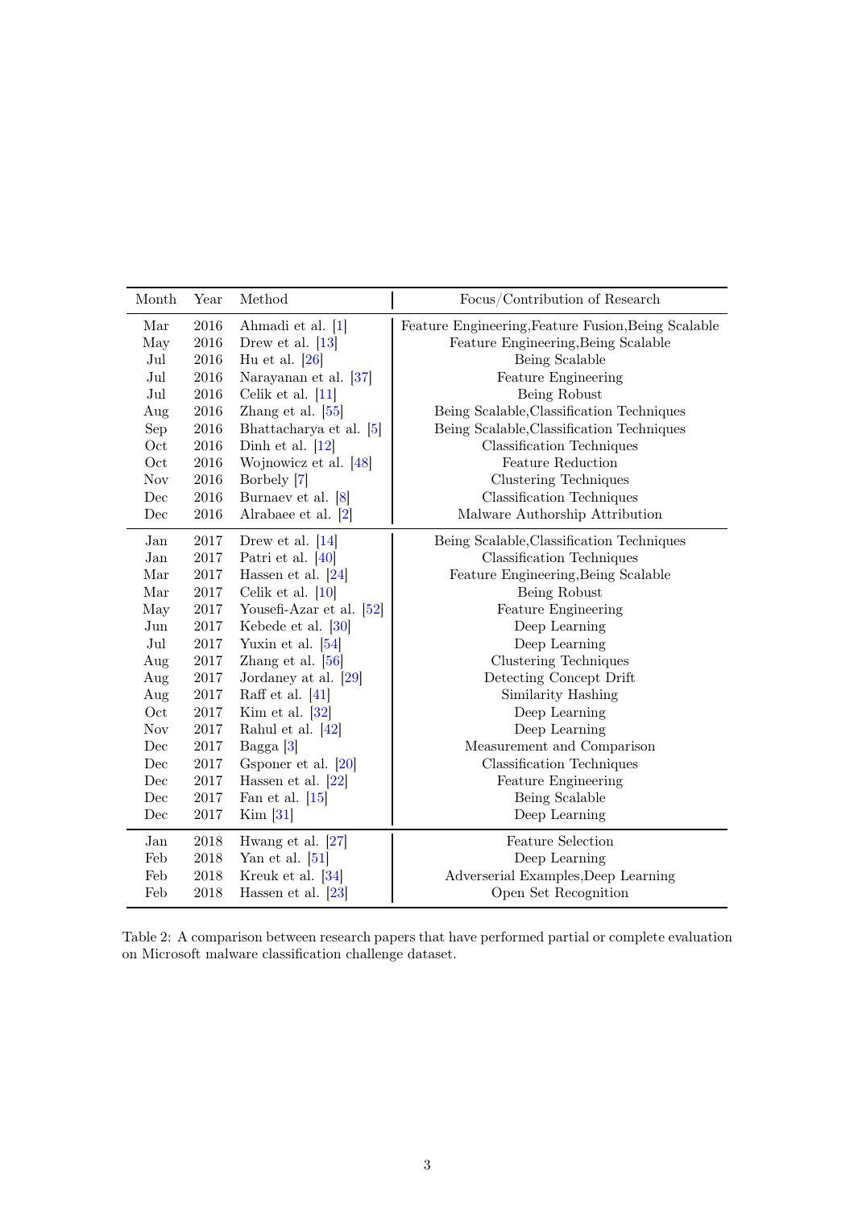| Month | Year | Method | Focus/Contribution of Research |
|---|---|---|---|
| Mar | 2016 | Ahmadi et al. [1] | Feature Engineering,Feature Fusion,Being Scalable |
| May | 2016 | Drew et al. [13] | Feature Engineering,Being Scalable |
| Jul | 2016 | Hu et al. [26] | Being Scalable |
| Jul | 2016 | Narayanan et al. [37] | Feature Engineering |
| Jul | 2016 | Celik et al. [11] | Being Robust |
| Aug | 2016 | Zhang et al. [55] | Being Scalable,Classification Techniques |
| Sep | 2016 | Bhattacharya et al. [5] | Being Scalable,Classification Techniques |
| Oct | 2016 | Dinh et al. [12] | Classification Techniques |
| Oct | 2016 | Wojnowicz et al. [48] | Feature Reduction |
| Nov | 2016 | Borbely [7] | Clustering Techniques |
| Dec | 2016 | Burnaev et al. [8] | Classification Techniques |
| Dec | 2016 | Alrabaee et al. [2] | Malware Authorship Attribution |
| Jan | 2017 | Drew et al. [14] | Being Scalable,Classification Techniques |
| Jan | 2017 | Patri et al. [40] | Classification Techniques |
| Mar | 2017 | Hassen et al. [24] | Feature Engineering,Being Scalable |
| Mar | 2017 | Celik et al. [10] | Being Robust |
| May | 2017 | Yousefi-Azar et al. [52] | Feature Engineering |
| Jun | 2017 | Kebede et al. [30] | Deep Learning |
| Jul | 2017 | Yuxin et al. [54] | Deep Learning |
| Aug | 2017 | Zhang et al. [56] | Clustering Techniques |
| Aug | 2017 | Jordaney at al. [29] | Detecting Concept Drift |
| Aug | 2017 | Raff et al. [41] | Similarity Hashing |
| Oct | 2017 | Kim et al. [32] | Deep Learning |
| Nov | 2017 | Rahul et al. [42] | Deep Learning |
| Dec | 2017 | Bagga [3] | Measurement and Comparison |
| Dec | 2017 | Gsponer et al. [20] | Classification Techniques |
| Dec | 2017 | Hassen et al. [22] | Feature Engineering |
| Dec | 2017 | Fan et al. [15] | Being Scalable |
| Dec | 2017 | Kim [31] | Deep Learning |
| Jan | 2018 | Hwang et al. [27] | Feature Selection |
| Feb | 2018 | Yan et al. [51] | Deep Learning |
| Feb | 2018 | Kreuk et al. [34] | Adverserial Examples,Deep Learning |
| Feb | 2018 | Hassen et al. [23] | Open Set Recognition |

Table 2: A comparison between research papers that have performed partial or complete evaluation on Microsoft malware classification challenge dataset.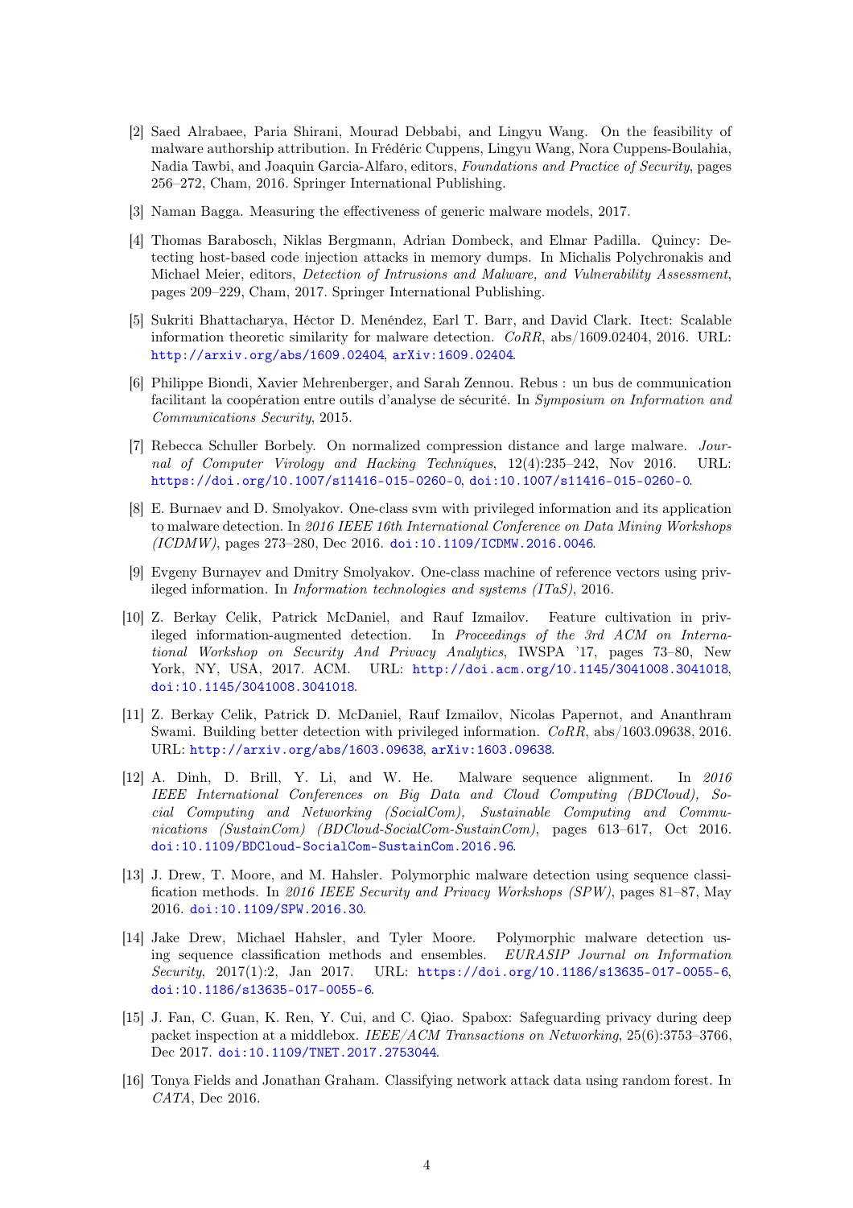[2] Saed Alrabaee, Paria Shirani, Mourad Debbabi, and Lingyu Wang. On the feasibility of malware authorship attribution. In Frédéric Cuppens, Lingyu Wang, Nora Cuppens-Boulahia, Nadia Tawbi, and Joaquin Garcia-Alfaro, editors, *Foundations and Practice of Security*, pages 256–272, Cham, 2016. Springer International Publishing.

[3] Naman Bagga. Measuring the effectiveness of generic malware models, 2017.

[4] Thomas Barabosch, Niklas Bergmann, Adrian Dombeck, and Elmar Padilla. Quincy: Detecting host-based code injection attacks in memory dumps. In Michalis Polychronakis and Michael Meier, editors, *Detection of Intrusions and Malware, and Vulnerability Assessment*, pages 209–229, Cham, 2017. Springer International Publishing.

[5] Sukriti Bhattacharya, Héctor D. Menéndez, Earl T. Barr, and David Clark. Itect: Scalable information theoretic similarity for malware detection. *CoRR*, abs/1609.02404, 2016. URL: http://arxiv.org/abs/1609.02404, arXiv:1609.02404.

[6] Philippe Biondi, Xavier Mehrenberger, and Sarah Zennou. Rebus : un bus de communication facilitant la coopération entre outils d'analyse de sécurité. In *Symposium on Information and Communications Security*, 2015.

[7] Rebecca Schuller Borbely. On normalized compression distance and large malware. *Journal of Computer Virology and Hacking Techniques*, 12(4):235–242, Nov 2016. URL: https://doi.org/10.1007/s11416-015-0260-0, doi:10.1007/s11416-015-0260-0.

[8] E. Burnaev and D. Smolyakov. One-class svm with privileged information and its application to malware detection. In *2016 IEEE 16th International Conference on Data Mining Workshops (ICDMW)*, pages 273–280, Dec 2016. doi:10.1109/ICDMW.2016.0046.

[9] Evgeny Burnayev and Dmitry Smolyakov. One-class machine of reference vectors using privileged information. In *Information technologies and systems (ITaS)*, 2016.

[10] Z. Berkay Celik, Patrick McDaniel, and Rauf Izmailov. Feature cultivation in privileged information-augmented detection. In *Proceedings of the 3rd ACM on International Workshop on Security And Privacy Analytics*, IWSPA '17, pages 73–80, New York, NY, USA, 2017. ACM. URL: http://doi.acm.org/10.1145/3041008.3041018, doi:10.1145/3041008.3041018.

[11] Z. Berkay Celik, Patrick D. McDaniel, Rauf Izmailov, Nicolas Papernot, and Ananthram Swami. Building better detection with privileged information. *CoRR*, abs/1603.09638, 2016. URL: http://arxiv.org/abs/1603.09638, arXiv:1603.09638.

[12] A. Dinh, D. Brill, Y. Li, and W. He. Malware sequence alignment. In *2016 IEEE International Conferences on Big Data and Cloud Computing (BDCloud), Social Computing and Networking (SocialCom), Sustainable Computing and Communications (SustainCom) (BDCloud-SocialCom-SustainCom)*, pages 613–617, Oct 2016. doi:10.1109/BDCloud-SocialCom-SustainCom.2016.96.

[13] J. Drew, T. Moore, and M. Hahsler. Polymorphic malware detection using sequence classification methods. In *2016 IEEE Security and Privacy Workshops (SPW)*, pages 81–87, May 2016. doi:10.1109/SPW.2016.30.

[14] Jake Drew, Michael Hahsler, and Tyler Moore. Polymorphic malware detection using sequence classification methods and ensembles. *EURASIP Journal on Information Security*, 2017(1):2, Jan 2017. URL: https://doi.org/10.1186/s13635-017-0055-6, doi:10.1186/s13635-017-0055-6.

[15] J. Fan, C. Guan, K. Ren, Y. Cui, and C. Qiao. Spabox: Safeguarding privacy during deep packet inspection at a middlebox. *IEEE/ACM Transactions on Networking*, 25(6):3753–3766, Dec 2017. doi:10.1109/TNET.2017.2753044.

[16] Tonya Fields and Jonathan Graham. Classifying network attack data using random forest. In *CATA*, Dec 2016.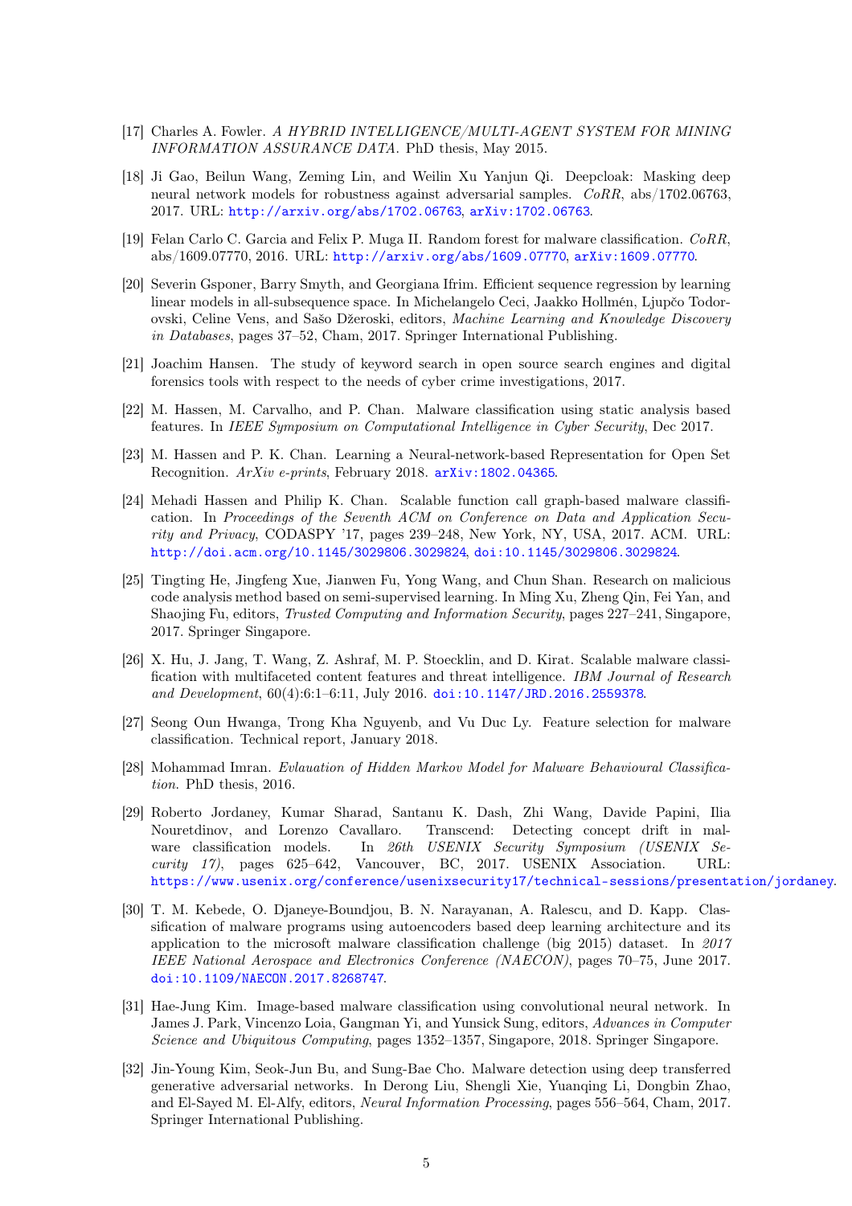[17] Charles A. Fowler. *A HYBRID INTELLIGENCE/MULTI-AGENT SYSTEM FOR MINING INFORMATION ASSURANCE DATA*. PhD thesis, May 2015.

[18] Ji Gao, Beilun Wang, Zeming Lin, and Weilin Xu Yanjun Qi. Deepcloak: Masking deep neural network models for robustness against adversarial samples. *CoRR*, abs/1702.06763, 2017. URL: http://arxiv.org/abs/1702.06763, arXiv:1702.06763.

[19] Felan Carlo C. Garcia and Felix P. Muga II. Random forest for malware classification. *CoRR*, abs/1609.07770, 2016. URL: http://arxiv.org/abs/1609.07770, arXiv:1609.07770.

[20] Severin Gsponer, Barry Smyth, and Georgiana Ifrim. Efficient sequence regression by learning linear models in all-subsequence space. In Michelangelo Ceci, Jaakko Hollmén, Ljupčo Todorovski, Celine Vens, and Sašo Džeroski, editors, *Machine Learning and Knowledge Discovery in Databases*, pages 37–52, Cham, 2017. Springer International Publishing.

[21] Joachim Hansen. The study of keyword search in open source search engines and digital forensics tools with respect to the needs of cyber crime investigations, 2017.

[22] M. Hassen, M. Carvalho, and P. Chan. Malware classification using static analysis based features. In *IEEE Symposium on Computational Intelligence in Cyber Security*, Dec 2017.

[23] M. Hassen and P. K. Chan. Learning a Neural-network-based Representation for Open Set Recognition. *ArXiv e-prints*, February 2018. arXiv:1802.04365.

[24] Mehadi Hassen and Philip K. Chan. Scalable function call graph-based malware classification. In *Proceedings of the Seventh ACM on Conference on Data and Application Security and Privacy*, CODASPY '17, pages 239–248, New York, NY, USA, 2017. ACM. URL: http://doi.acm.org/10.1145/3029806.3029824, doi:10.1145/3029806.3029824.

[25] Tingting He, Jingfeng Xue, Jianwen Fu, Yong Wang, and Chun Shan. Research on malicious code analysis method based on semi-supervised learning. In Ming Xu, Zheng Qin, Fei Yan, and Shaojing Fu, editors, *Trusted Computing and Information Security*, pages 227–241, Singapore, 2017. Springer Singapore.

[26] X. Hu, J. Jang, T. Wang, Z. Ashraf, M. P. Stoecklin, and D. Kirat. Scalable malware classification with multifaceted content features and threat intelligence. *IBM Journal of Research and Development*, 60(4):6:1–6:11, July 2016. doi:10.1147/JRD.2016.2559378.

[27] Seong Oun Hwanga, Trong Kha Nguyenb, and Vu Duc Ly. Feature selection for malware classification. Technical report, January 2018.

[28] Mohammad Imran. *Evlauation of Hidden Markov Model for Malware Behavioural Classification*. PhD thesis, 2016.

[29] Roberto Jordaney, Kumar Sharad, Santanu K. Dash, Zhi Wang, Davide Papini, Ilia Nouretdinov, and Lorenzo Cavallaro. Transcend: Detecting concept drift in malware classification models. In *26th USENIX Security Symposium (USENIX Security 17)*, pages 625–642, Vancouver, BC, 2017. USENIX Association. URL: https://www.usenix.org/conference/usenixsecurity17/technical-sessions/presentation/jordaney.

[30] T. M. Kebede, O. Djaneye-Boundjou, B. N. Narayanan, A. Ralescu, and D. Kapp. Classification of malware programs using autoencoders based deep learning architecture and its application to the microsoft malware classification challenge (big 2015) dataset. In *2017 IEEE National Aerospace and Electronics Conference (NAECON)*, pages 70–75, June 2017. doi:10.1109/NAECON.2017.8268747.

[31] Hae-Jung Kim. Image-based malware classification using convolutional neural network. In James J. Park, Vincenzo Loia, Gangman Yi, and Yunsick Sung, editors, *Advances in Computer Science and Ubiquitous Computing*, pages 1352–1357, Singapore, 2018. Springer Singapore.

[32] Jin-Young Kim, Seok-Jun Bu, and Sung-Bae Cho. Malware detection using deep transferred generative adversarial networks. In Derong Liu, Shengli Xie, Yuanqing Li, Dongbin Zhao, and El-Sayed M. El-Alfy, editors, *Neural Information Processing*, pages 556–564, Cham, 2017. Springer International Publishing.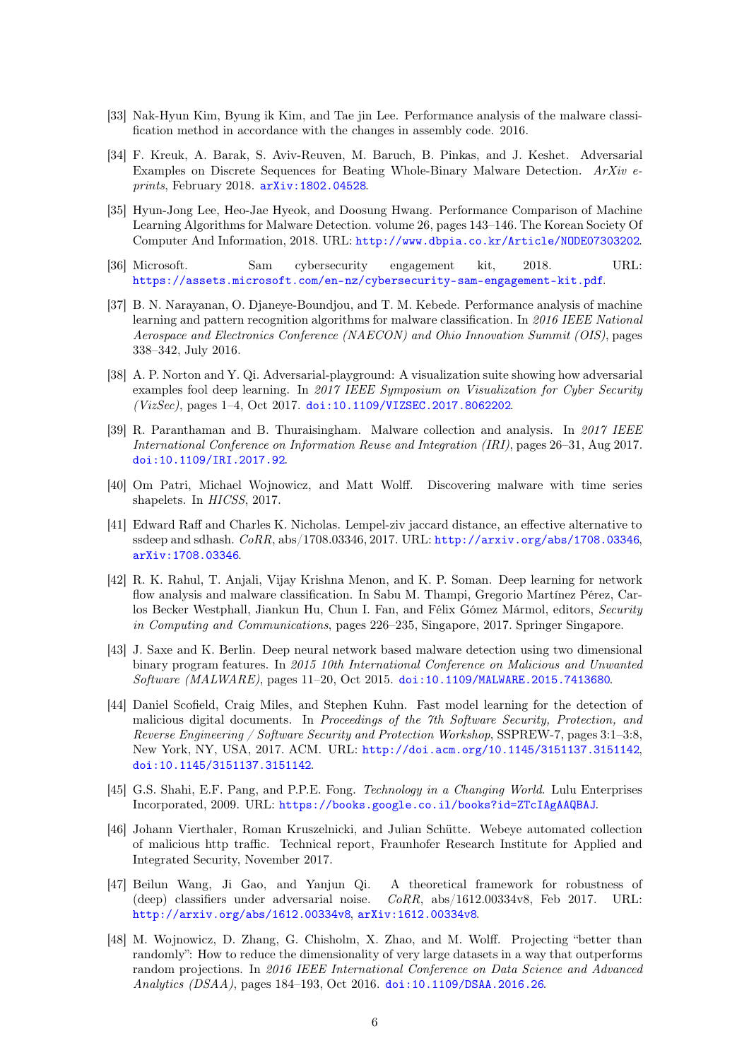[33] Nak-Hyun Kim, Byung ik Kim, and Tae jin Lee. Performance analysis of the malware classification method in accordance with the changes in assembly code. 2016.

[34] F. Kreuk, A. Barak, S. Aviv-Reuven, M. Baruch, B. Pinkas, and J. Keshet. Adversarial Examples on Discrete Sequences for Beating Whole-Binary Malware Detection. *ArXiv e-prints*, February 2018. arXiv:1802.04528.

[35] Hyun-Jong Lee, Heo-Jae Hyeok, and Doosung Hwang. Performance Comparison of Machine Learning Algorithms for Malware Detection. volume 26, pages 143–146. The Korean Society Of Computer And Information, 2018. URL: http://www.dbpia.co.kr/Article/NODE07303202.

[36] Microsoft. Sam cybersecurity engagement kit, 2018. URL: https://assets.microsoft.com/en-nz/cybersecurity-sam-engagement-kit.pdf.

[37] B. N. Narayanan, O. Djaneye-Boundjou, and T. M. Kebede. Performance analysis of machine learning and pattern recognition algorithms for malware classification. In *2016 IEEE National Aerospace and Electronics Conference (NAECON) and Ohio Innovation Summit (OIS)*, pages 338–342, July 2016.

[38] A. P. Norton and Y. Qi. Adversarial-playground: A visualization suite showing how adversarial examples fool deep learning. In *2017 IEEE Symposium on Visualization for Cyber Security (VizSec)*, pages 1–4, Oct 2017. doi:10.1109/VIZSEC.2017.8062202.

[39] R. Paranthaman and B. Thuraisingham. Malware collection and analysis. In *2017 IEEE International Conference on Information Reuse and Integration (IRI)*, pages 26–31, Aug 2017. doi:10.1109/IRI.2017.92.

[40] Om Patri, Michael Wojnowicz, and Matt Wolff. Discovering malware with time series shapelets. In *HICSS*, 2017.

[41] Edward Raff and Charles K. Nicholas. Lempel-ziv jaccard distance, an effective alternative to ssdeep and sdhash. *CoRR*, abs/1708.03346, 2017. URL: http://arxiv.org/abs/1708.03346, arXiv:1708.03346.

[42] R. K. Rahul, T. Anjali, Vijay Krishna Menon, and K. P. Soman. Deep learning for network flow analysis and malware classification. In Sabu M. Thampi, Gregorio Martínez Pérez, Carlos Becker Westphall, Jiankun Hu, Chun I. Fan, and Félix Gómez Mármol, editors, *Security in Computing and Communications*, pages 226–235, Singapore, 2017. Springer Singapore.

[43] J. Saxe and K. Berlin. Deep neural network based malware detection using two dimensional binary program features. In *2015 10th International Conference on Malicious and Unwanted Software (MALWARE)*, pages 11–20, Oct 2015. doi:10.1109/MALWARE.2015.7413680.

[44] Daniel Scofield, Craig Miles, and Stephen Kuhn. Fast model learning for the detection of malicious digital documents. In *Proceedings of the 7th Software Security, Protection, and Reverse Engineering / Software Security and Protection Workshop*, SSPREW-7, pages 3:1–3:8, New York, NY, USA, 2017. ACM. URL: http://doi.acm.org/10.1145/3151137.3151142, doi:10.1145/3151137.3151142.

[45] G.S. Shahi, E.F. Pang, and P.P.E. Fong. *Technology in a Changing World*. Lulu Enterprises Incorporated, 2009. URL: https://books.google.co.il/books?id=ZTcIAgAAQBAJ.

[46] Johann Vierthaler, Roman Kruszelnicki, and Julian Schütte. Webeye automated collection of malicious http traffic. Technical report, Fraunhofer Research Institute for Applied and Integrated Security, November 2017.

[47] Beilun Wang, Ji Gao, and Yanjun Qi. A theoretical framework for robustness of (deep) classifiers under adversarial noise. *CoRR*, abs/1612.00334v8, Feb 2017. URL: http://arxiv.org/abs/1612.00334v8, arXiv:1612.00334v8.

[48] M. Wojnowicz, D. Zhang, G. Chisholm, X. Zhao, and M. Wolff. Projecting "better than randomly": How to reduce the dimensionality of very large datasets in a way that outperforms random projections. In *2016 IEEE International Conference on Data Science and Advanced Analytics (DSAA)*, pages 184–193, Oct 2016. doi:10.1109/DSAA.2016.26.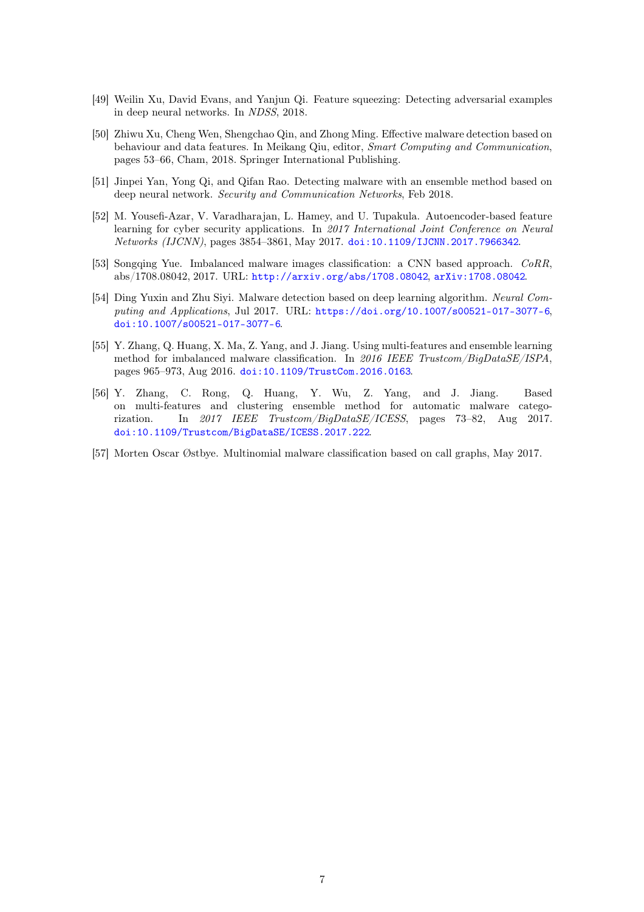[49] Weilin Xu, David Evans, and Yanjun Qi. Feature squeezing: Detecting adversarial examples in deep neural networks. In *NDSS*, 2018.

[50] Zhiwu Xu, Cheng Wen, Shengchao Qin, and Zhong Ming. Effective malware detection based on behaviour and data features. In Meikang Qiu, editor, *Smart Computing and Communication*, pages 53–66, Cham, 2018. Springer International Publishing.

[51] Jinpei Yan, Yong Qi, and Qifan Rao. Detecting malware with an ensemble method based on deep neural network. *Security and Communication Networks*, Feb 2018.

[52] M. Yousefi-Azar, V. Varadharajan, L. Hamey, and U. Tupakula. Autoencoder-based feature learning for cyber security applications. In *2017 International Joint Conference on Neural Networks (IJCNN)*, pages 3854–3861, May 2017. doi:10.1109/IJCNN.2017.7966342.

[53] Songqing Yue. Imbalanced malware images classification: a CNN based approach. *CoRR*, abs/1708.08042, 2017. URL: http://arxiv.org/abs/1708.08042, arXiv:1708.08042.

[54] Ding Yuxin and Zhu Siyi. Malware detection based on deep learning algorithm. *Neural Computing and Applications*, Jul 2017. URL: https://doi.org/10.1007/s00521-017-3077-6, doi:10.1007/s00521-017-3077-6.

[55] Y. Zhang, Q. Huang, X. Ma, Z. Yang, and J. Jiang. Using multi-features and ensemble learning method for imbalanced malware classification. In *2016 IEEE Trustcom/BigDataSE/ISPA*, pages 965–973, Aug 2016. doi:10.1109/TrustCom.2016.0163.

[56] Y. Zhang, C. Rong, Q. Huang, Y. Wu, Z. Yang, and J. Jiang. Based on multi-features and clustering ensemble method for automatic malware categorization. In *2017 IEEE Trustcom/BigDataSE/ICESS*, pages 73–82, Aug 2017. doi:10.1109/Trustcom/BigDataSE/ICESS.2017.222.

[57] Morten Oscar Østbye. Multinomial malware classification based on call graphs, May 2017.